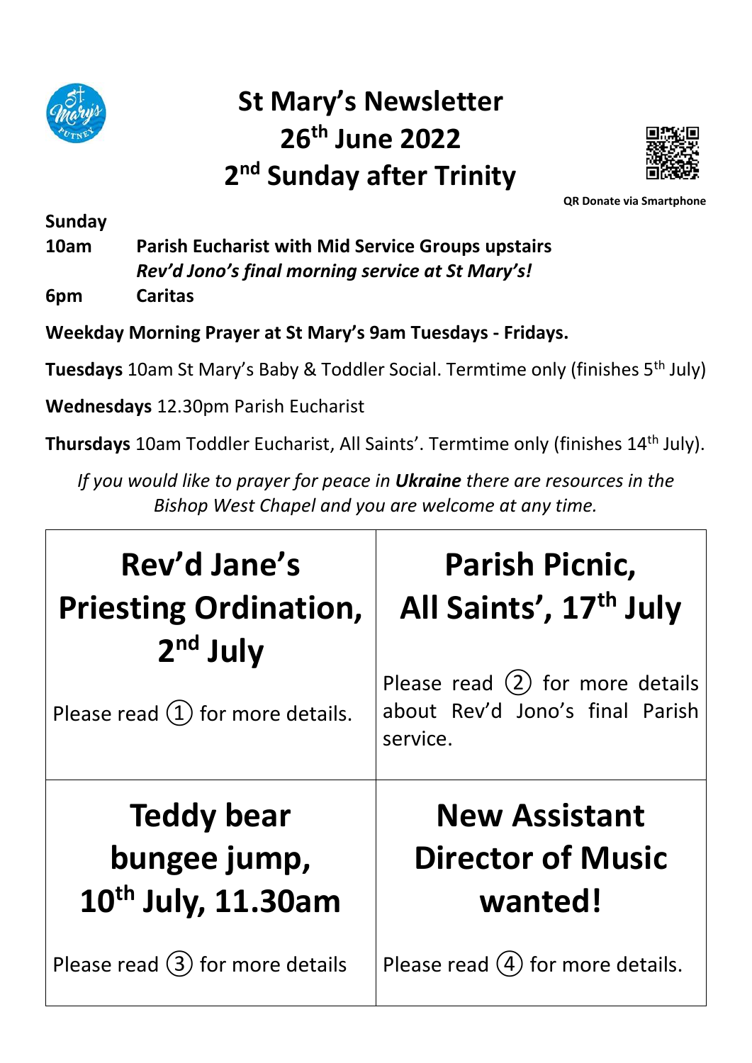# St Mary's Newsletter
# 26th June 2022
# 2nd Sunday after Trinity

QR Donate via Smartphone

**Sunday**

**10am** **Parish Eucharist with Mid Service Groups upstairs**
***Rev'd Jono's final morning service at St Mary's!***

**6pm** **Caritas**

**Weekday Morning Prayer at St Mary's 9am Tuesdays - Fridays.**

**Tuesdays** 10am St Mary's Baby & Toddler Social. Termtime only (finishes 5th July)

**Wednesdays** 12.30pm Parish Eucharist

**Thursdays** 10am Toddler Eucharist, All Saints'. Termtime only (finishes 14th July).

*If you would like to prayer for peace in **Ukraine** there are resources in the Bishop West Chapel and you are welcome at any time.*

| **Rev'd Jane's Priesting Ordination, 2nd July**<br><br>Please read ① for more details. | **Parish Picnic, All Saints', 17th July**<br><br>Please read ② for more details about Rev'd Jono's final Parish service. |
|---|---|
| **Teddy bear bungee jump, 10th July, 11.30am**<br><br>Please read ③ for more details | **New Assistant Director of Music wanted!**<br><br>Please read ④ for more details. |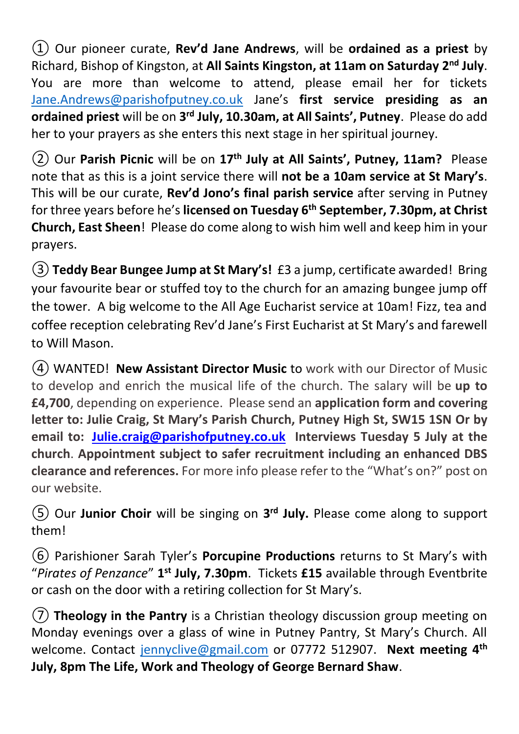① Our pioneer curate, **Rev'd Jane Andrews**, will be **ordained as a priest** by Richard, Bishop of Kingston, at **All Saints Kingston, at 11am on Saturday 2nd July**. You are more than welcome to attend, please email her for tickets Jane.Andrews@parishofputney.co.uk Jane's **first service presiding as an ordained priest** will be on **3rd July, 10.30am, at All Saints', Putney**. Please do add her to your prayers as she enters this next stage in her spiritual journey.

② Our **Parish Picnic** will be on **17th July at All Saints', Putney, 11am?** Please note that as this is a joint service there will **not be a 10am service at St Mary's**. This will be our curate, **Rev'd Jono's final parish service** after serving in Putney for three years before he's **licensed on Tuesday 6th September, 7.30pm, at Christ Church, East Sheen**! Please do come along to wish him well and keep him in your prayers.

③ **Teddy Bear Bungee Jump at St Mary's!** £3 a jump, certificate awarded! Bring your favourite bear or stuffed toy to the church for an amazing bungee jump off the tower. A big welcome to the All Age Eucharist service at 10am! Fizz, tea and coffee reception celebrating Rev'd Jane's First Eucharist at St Mary's and farewell to Will Mason.

④ WANTED! **New Assistant Director Music** to work with our Director of Music to develop and enrich the musical life of the church. The salary will be **up to £4,700**, depending on experience. Please send an **application form and covering letter to: Julie Craig, St Mary's Parish Church, Putney High St, SW15 1SN Or by email to: Julie.craig@parishofputney.co.uk Interviews Tuesday 5 July at the church**. **Appointment subject to safer recruitment including an enhanced DBS clearance and references.** For more info please refer to the "What's on?" post on our website.

⑤ Our **Junior Choir** will be singing on **3rd July.** Please come along to support them!

⑥ Parishioner Sarah Tyler's **Porcupine Productions** returns to St Mary's with "*Pirates of Penzance*" **1st July, 7.30pm**. Tickets **£15** available through Eventbrite or cash on the door with a retiring collection for St Mary's.

⑦ **Theology in the Pantry** is a Christian theology discussion group meeting on Monday evenings over a glass of wine in Putney Pantry, St Mary's Church. All welcome. Contact jennyclive@gmail.com or 07772 512907. **Next meeting 4th July, 8pm The Life, Work and Theology of George Bernard Shaw**.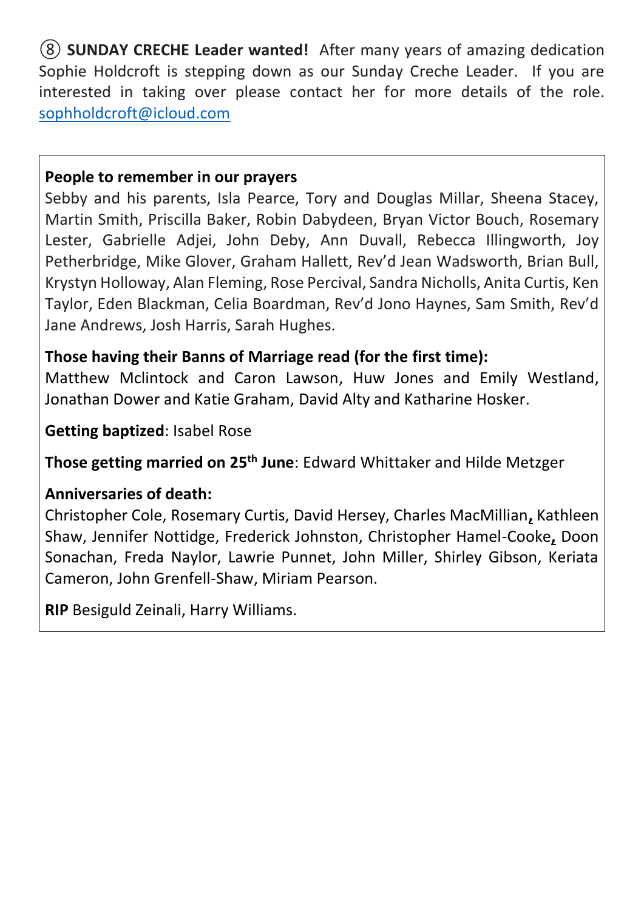⑧ **SUNDAY CRECHE Leader wanted!** After many years of amazing dedication Sophie Holdcroft is stepping down as our Sunday Creche Leader. If you are interested in taking over please contact her for more details of the role. sophholdcroft@icloud.com

**People to remember in our prayers**
Sebby and his parents, Isla Pearce, Tory and Douglas Millar, Sheena Stacey, Martin Smith, Priscilla Baker, Robin Dabydeen, Bryan Victor Bouch, Rosemary Lester, Gabrielle Adjei, John Deby, Ann Duvall, Rebecca Illingworth, Joy Petherbridge, Mike Glover, Graham Hallett, Rev'd Jean Wadsworth, Brian Bull, Krystyn Holloway, Alan Fleming, Rose Percival, Sandra Nicholls, Anita Curtis, Ken Taylor, Eden Blackman, Celia Boardman, Rev'd Jono Haynes, Sam Smith, Rev'd Jane Andrews, Josh Harris, Sarah Hughes.

**Those having their Banns of Marriage read (for the first time):**
Matthew Mclintock and Caron Lawson, Huw Jones and Emily Westland, Jonathan Dower and Katie Graham, David Alty and Katharine Hosker.

**Getting baptized**: Isabel Rose

**Those getting married on 25th June**: Edward Whittaker and Hilde Metzger

**Anniversaries of death:**
Christopher Cole, Rosemary Curtis, David Hersey, Charles MacMillian, Kathleen Shaw, Jennifer Nottidge, Frederick Johnston, Christopher Hamel-Cooke, Doon Sonachan, Freda Naylor, Lawrie Punnet, John Miller, Shirley Gibson, Keriata Cameron, John Grenfell-Shaw, Miriam Pearson.

**RIP** Besiguld Zeinali, Harry Williams.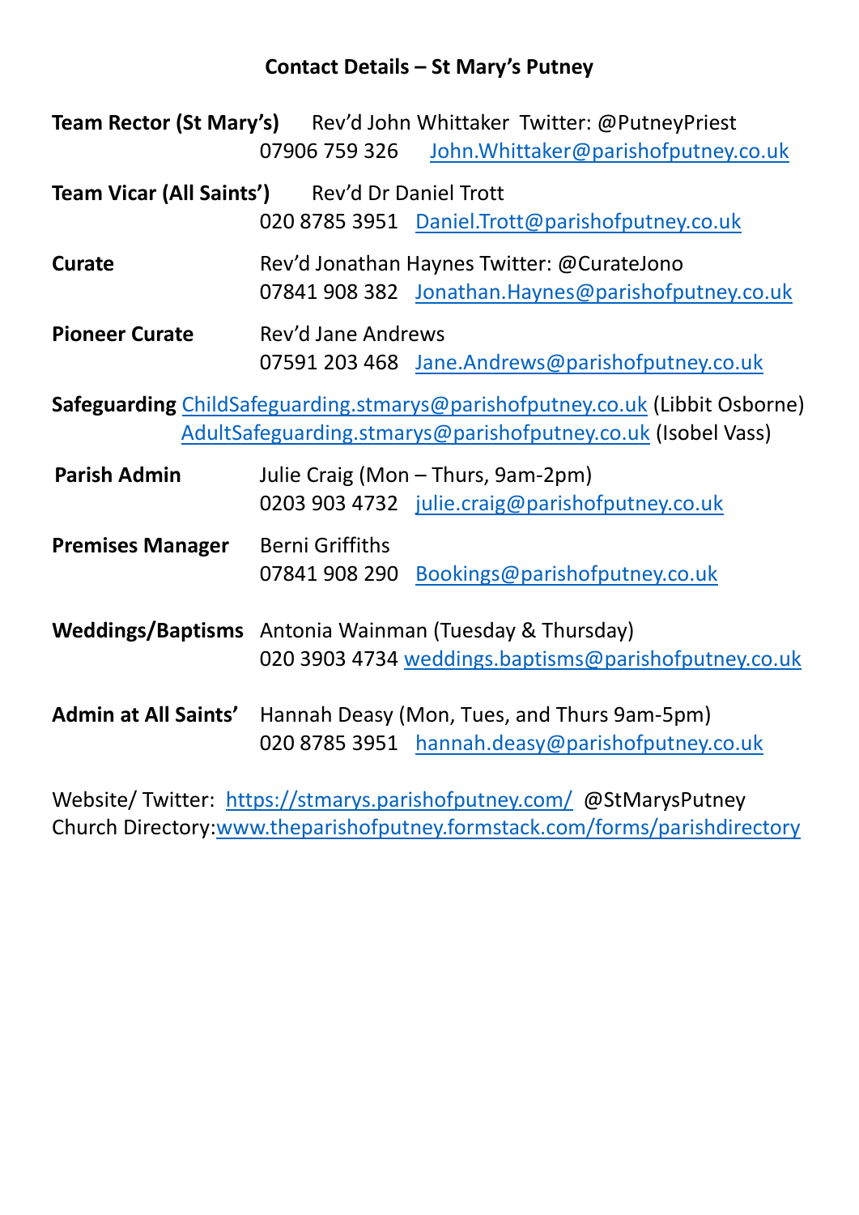## Contact Details – St Mary's Putney

**Team Rector (St Mary's)** Rev'd John Whittaker Twitter: @PutneyPriest
07906 759 326 John.Whittaker@parishofputney.co.uk

**Team Vicar (All Saints')** Rev'd Dr Daniel Trott
020 8785 3951 Daniel.Trott@parishofputney.co.uk

**Curate** Rev'd Jonathan Haynes Twitter: @CurateJono
07841 908 382 Jonathan.Haynes@parishofputney.co.uk

**Pioneer Curate** Rev'd Jane Andrews
07591 203 468 Jane.Andrews@parishofputney.co.uk

**Safeguarding** ChildSafeguarding.stmarys@parishofputney.co.uk (Libbit Osborne)
AdultSafeguarding.stmarys@parishofputney.co.uk (Isobel Vass)

**Parish Admin** Julie Craig (Mon – Thurs, 9am-2pm)
0203 903 4732 julie.craig@parishofputney.co.uk

**Premises Manager** Berni Griffiths
07841 908 290 Bookings@parishofputney.co.uk

**Weddings/Baptisms** Antonia Wainman (Tuesday & Thursday)
020 3903 4734 weddings.baptisms@parishofputney.co.uk

**Admin at All Saints'** Hannah Deasy (Mon, Tues, and Thurs 9am-5pm)
020 8785 3951 hannah.deasy@parishofputney.co.uk

Website/ Twitter: https://stmarys.parishofputney.com/ @StMarysPutney
Church Directory:www.theparishofputney.formstack.com/forms/parishdirectory